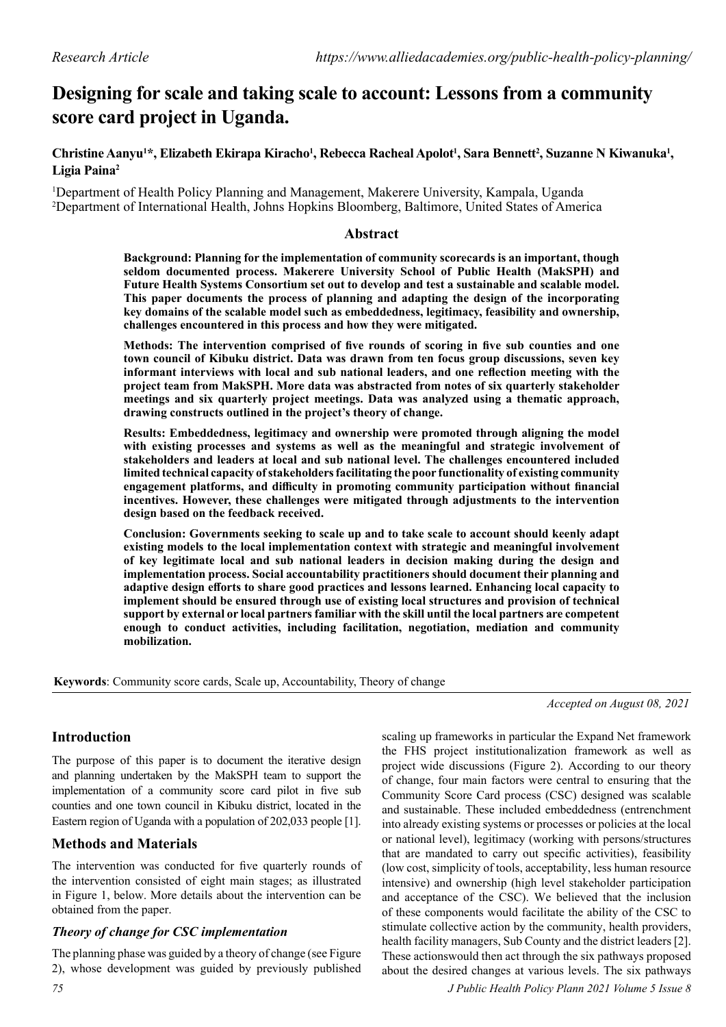Research Article

# Designing for scale and taking scale to account: Lessons from a community score card project in Uganda.

**Christine Aanyu[1]*, Elizabeth Ekirapa Kiracho[1], Rebecca Racheal Apolot[1], Sara Bennett[2], Suzanne N Kiwanuka[1], Ligia Paina[2]**

[1]Department of Health Policy Planning and Management, Makerere University, Kampala, Uganda
[2]Department of International Health, Johns Hopkins Bloomberg, Baltimore, United States of America

## Abstract

**Background: Planning for the implementation of community scorecards is an important, though seldom documented process. Makerere University School of Public Health (MakSPH) and Future Health Systems Consortium set out to develop and test a sustainable and scalable model. This paper documents the process of planning and adapting the design of the incorporating key domains of the scalable model such as embeddedness, legitimacy, feasibility and ownership, challenges encountered in this process and how they were mitigated.**

**Methods: The intervention comprised of five rounds of scoring in five sub counties and one town council of Kibuku district. Data was drawn from ten focus group discussions, seven key informant interviews with local and sub national leaders, and one reflection meeting with the project team from MakSPH. More data was abstracted from notes of six quarterly stakeholder meetings and six quarterly project meetings. Data was analyzed using a thematic approach, drawing constructs outlined in the project's theory of change.**

**Results: Embeddedness, legitimacy and ownership were promoted through aligning the model with existing processes and systems as well as the meaningful and strategic involvement of stakeholders and leaders at local and sub national level. The challenges encountered included limited technical capacity of stakeholders facilitating the poor functionality of existing community engagement platforms, and difficulty in promoting community participation without financial incentives. However, these challenges were mitigated through adjustments to the intervention design based on the feedback received.**

**Conclusion: Governments seeking to scale up and to take scale to account should keenly adapt existing models to the local implementation context with strategic and meaningful involvement of key legitimate local and sub national leaders in decision making during the design and implementation process. Social accountability practitioners should document their planning and adaptive design efforts to share good practices and lessons learned. Enhancing local capacity to implement should be ensured through use of existing local structures and provision of technical support by external or local partners familiar with the skill until the local partners are competent enough to conduct activities, including facilitation, negotiation, mediation and community mobilization.**

**Keywords**: Community score cards, Scale up, Accountability, Theory of change

*Accepted on August 08, 2021*

## Introduction

The purpose of this paper is to document the iterative design and planning undertaken by the MakSPH team to support the implementation of a community score card pilot in five sub counties and one town council in Kibuku district, located in the Eastern region of Uganda with a population of 202,033 people [1].

## Methods and Materials

The intervention was conducted for five quarterly rounds of the intervention consisted of eight main stages; as illustrated in Figure 1, below. More details about the intervention can be obtained from the paper.

### *Theory of change for CSC implementation*

The planning phase was guided by a theory of change (see Figure 2), whose development was guided by previously published scaling up frameworks in particular the Expand Net framework the FHS project institutionalization framework as well as project wide discussions (Figure 2). According to our theory of change, four main factors were central to ensuring that the Community Score Card process (CSC) designed was scalable and sustainable. These included embeddedness (entrenchment into already existing systems or processes or policies at the local or national level), legitimacy (working with persons/structures that are mandated to carry out specific activities), feasibility (low cost, simplicity of tools, acceptability, less human resource intensive) and ownership (high level stakeholder participation and acceptance of the CSC). We believed that the inclusion of these components would facilitate the ability of the CSC to stimulate collective action by the community, health providers, health facility managers, Sub County and the district leaders [2]. These actionswould then act through the six pathways proposed about the desired changes at various levels. The six pathways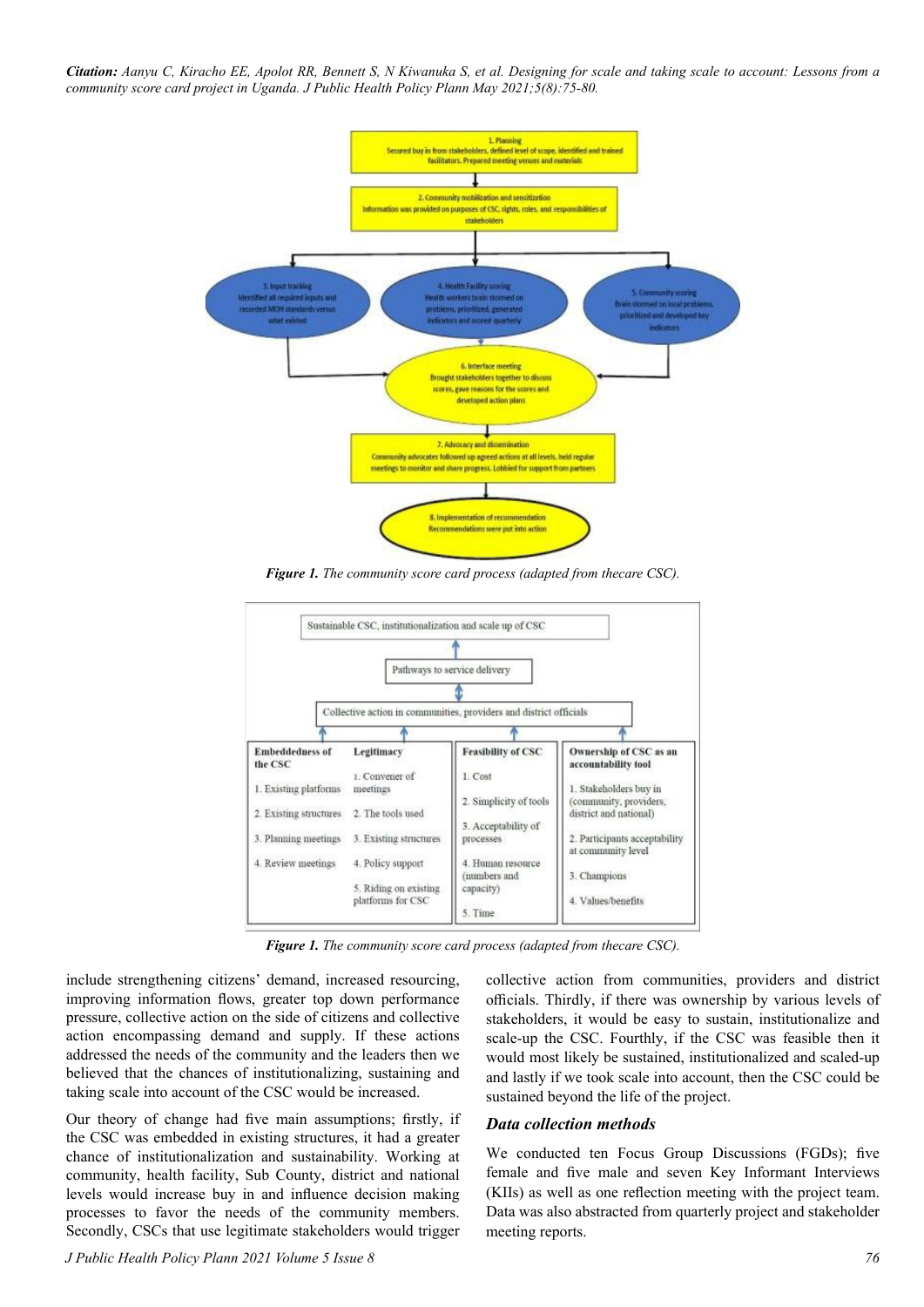1. Planning
Secured buy in from stakeholders, defined level of scope, identified and trained facilitators. Prepared meeting venues and materials

2. Community mobilization and sensitization
Information was provided on purposes of CSC, rights, roles, and responsibilities of stakeholders

3. Input tracking
Identified all required inputs and recorded MOH standards versus what existed

4. Health Facility scoring
Health workers brain stormed on problems, prioritized, generated indicators and scored quarterly

5. Community scoring
Brain stormed on local problems, prioritized and developed key indicators

6. Interface meeting
Brought stakeholders together to discuss scores, gave reasons for the scores and developed action plans

7. Advocacy and dissemination
Community advocates followed up agreed actions at all levels, held regular meetings to monitor and share progress. Lobbied for support from partners

8. Implementation of recommendation
Recommendations were put into action

***Figure 1.*** *The community score card process (adapted from thecare CSC).*

Sustainable CSC, institutionalization and scale up of CSC

Pathways to service delivery

Collective action in communities, providers and district officials

| Embeddedness of the CSC | Legitimacy | Feasibility of CSC | Ownership of CSC as an accountability tool |
|---|---|---|---|
| 1. Existing platforms | 1. Convener of meetings | 1. Cost | 1. Stakeholders buy in (community, providers, district and national) |
| 2. Existing structures | 2. The tools used | 2. Simplicity of tools | 2. Participants acceptability at community level |
| 3. Planning meetings | 3. Existing structures | 3. Acceptability of processes | 3. Champions |
| 4. Review meetings | 4. Policy support | 4. Human resource (numbers and capacity) | 4. Values/benefits |
| | 5. Riding on existing platforms for CSC | 5. Time | |

***Figure 1.*** *The community score card process (adapted from thecare CSC).*

include strengthening citizens' demand, increased resourcing, improving information flows, greater top down performance pressure, collective action on the side of citizens and collective action encompassing demand and supply. If these actions addressed the needs of the community and the leaders then we believed that the chances of institutionalizing, sustaining and taking scale into account of the CSC would be increased.

Our theory of change had five main assumptions; firstly, if the CSC was embedded in existing structures, it had a greater chance of institutionalization and sustainability. Working at community, health facility, Sub County, district and national levels would increase buy in and influence decision making processes to favor the needs of the community members. Secondly, CSCs that use legitimate stakeholders would trigger collective action from communities, providers and district officials. Thirdly, if there was ownership by various levels of stakeholders, it would be easy to sustain, institutionalize and scale-up the CSC. Fourthly, if the CSC was feasible then it would most likely be sustained, institutionalized and scaled-up and lastly if we took scale into account, then the CSC could be sustained beyond the life of the project.

### Data collection methods

We conducted ten Focus Group Discussions (FGDs); five female and five male and seven Key Informant Interviews (KIIs) as well as one reflection meeting with the project team. Data was also abstracted from quarterly project and stakeholder meeting reports.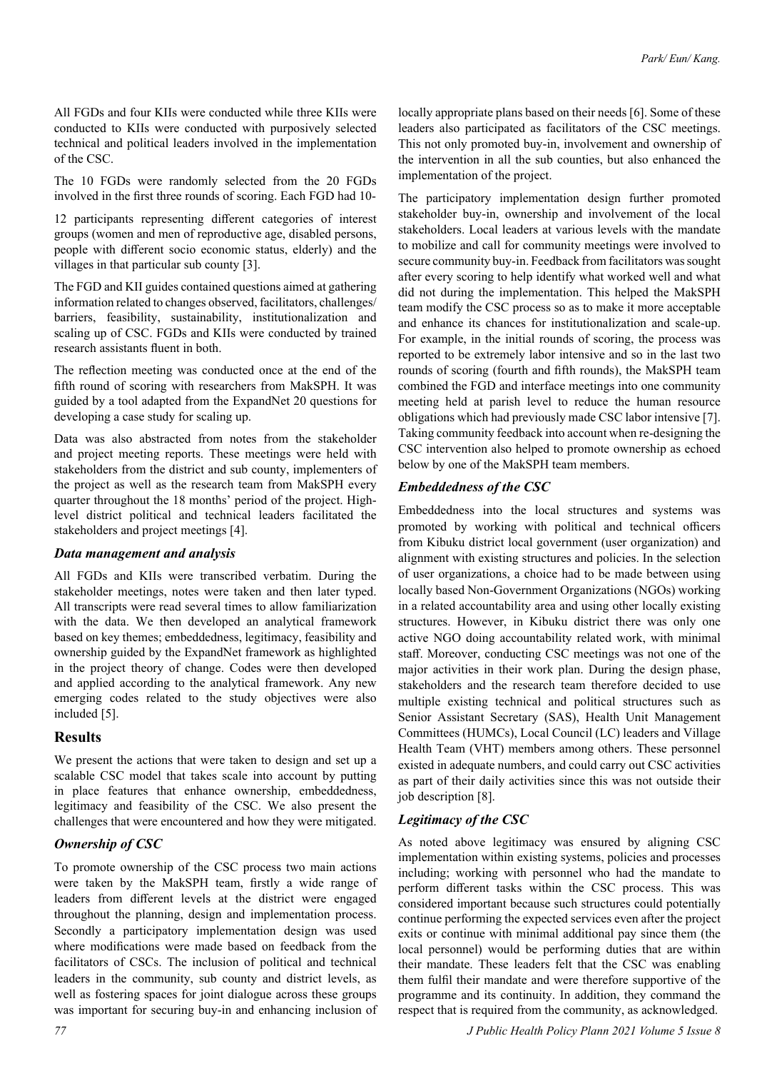All FGDs and four KIIs were conducted while three KIIs were conducted to KIIs were conducted with purposively selected technical and political leaders involved in the implementation of the CSC.

The 10 FGDs were randomly selected from the 20 FGDs involved in the first three rounds of scoring. Each FGD had 10-

12 participants representing different categories of interest groups (women and men of reproductive age, disabled persons, people with different socio economic status, elderly) and the villages in that particular sub county [3].

The FGD and KII guides contained questions aimed at gathering information related to changes observed, facilitators, challenges/ barriers, feasibility, sustainability, institutionalization and scaling up of CSC. FGDs and KIIs were conducted by trained research assistants fluent in both.

The reflection meeting was conducted once at the end of the fifth round of scoring with researchers from MakSPH. It was guided by a tool adapted from the ExpandNet 20 questions for developing a case study for scaling up.

Data was also abstracted from notes from the stakeholder and project meeting reports. These meetings were held with stakeholders from the district and sub county, implementers of the project as well as the research team from MakSPH every quarter throughout the 18 months' period of the project. High-level district political and technical leaders facilitated the stakeholders and project meetings [4].

### *Data management and analysis*

All FGDs and KIIs were transcribed verbatim. During the stakeholder meetings, notes were taken and then later typed. All transcripts were read several times to allow familiarization with the data. We then developed an analytical framework based on key themes; embeddedness, legitimacy, feasibility and ownership guided by the ExpandNet framework as highlighted in the project theory of change. Codes were then developed and applied according to the analytical framework. Any new emerging codes related to the study objectives were also included [5].

## Results

We present the actions that were taken to design and set up a scalable CSC model that takes scale into account by putting in place features that enhance ownership, embeddedness, legitimacy and feasibility of the CSC. We also present the challenges that were encountered and how they were mitigated.

### *Ownership of CSC*

To promote ownership of the CSC process two main actions were taken by the MakSPH team, firstly a wide range of leaders from different levels at the district were engaged throughout the planning, design and implementation process. Secondly a participatory implementation design was used where modifications were made based on feedback from the facilitators of CSCs. The inclusion of political and technical leaders in the community, sub county and district levels, as well as fostering spaces for joint dialogue across these groups was important for securing buy-in and enhancing inclusion of locally appropriate plans based on their needs [6]. Some of these leaders also participated as facilitators of the CSC meetings. This not only promoted buy-in, involvement and ownership of the intervention in all the sub counties, but also enhanced the implementation of the project.

The participatory implementation design further promoted stakeholder buy-in, ownership and involvement of the local stakeholders. Local leaders at various levels with the mandate to mobilize and call for community meetings were involved to secure community buy-in. Feedback from facilitators was sought after every scoring to help identify what worked well and what did not during the implementation. This helped the MakSPH team modify the CSC process so as to make it more acceptable and enhance its chances for institutionalization and scale-up. For example, in the initial rounds of scoring, the process was reported to be extremely labor intensive and so in the last two rounds of scoring (fourth and fifth rounds), the MakSPH team combined the FGD and interface meetings into one community meeting held at parish level to reduce the human resource obligations which had previously made CSC labor intensive [7]. Taking community feedback into account when re-designing the CSC intervention also helped to promote ownership as echoed below by one of the MakSPH team members.

### *Embeddedness of the CSC*

Embeddedness into the local structures and systems was promoted by working with political and technical officers from Kibuku district local government (user organization) and alignment with existing structures and policies. In the selection of user organizations, a choice had to be made between using locally based Non-Government Organizations (NGOs) working in a related accountability area and using other locally existing structures. However, in Kibuku district there was only one active NGO doing accountability related work, with minimal staff. Moreover, conducting CSC meetings was not one of the major activities in their work plan. During the design phase, stakeholders and the research team therefore decided to use multiple existing technical and political structures such as Senior Assistant Secretary (SAS), Health Unit Management Committees (HUMCs), Local Council (LC) leaders and Village Health Team (VHT) members among others. These personnel existed in adequate numbers, and could carry out CSC activities as part of their daily activities since this was not outside their job description [8].

### *Legitimacy of the CSC*

As noted above legitimacy was ensured by aligning CSC implementation within existing systems, policies and processes including; working with personnel who had the mandate to perform different tasks within the CSC process. This was considered important because such structures could potentially continue performing the expected services even after the project exits or continue with minimal additional pay since them (the local personnel) would be performing duties that are within their mandate. These leaders felt that the CSC was enabling them fulfil their mandate and were therefore supportive of the programme and its continuity. In addition, they command the respect that is required from the community, as acknowledged.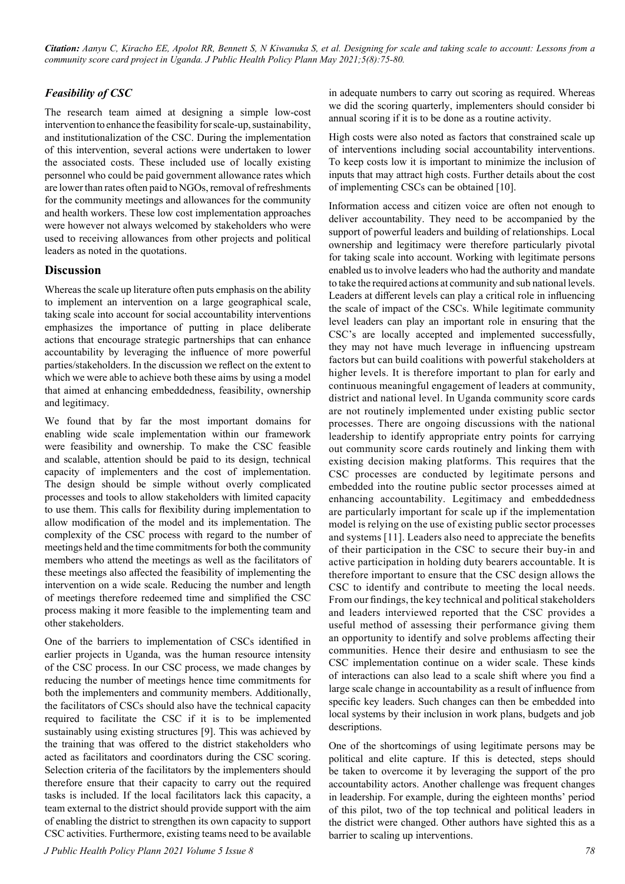### *Feasibility of CSC*

The research team aimed at designing a simple low-cost intervention to enhance the feasibility for scale-up, sustainability, and institutionalization of the CSC. During the implementation of this intervention, several actions were undertaken to lower the associated costs. These included use of locally existing personnel who could be paid government allowance rates which are lower than rates often paid to NGOs, removal of refreshments for the community meetings and allowances for the community and health workers. These low cost implementation approaches were however not always welcomed by stakeholders who were used to receiving allowances from other projects and political leaders as noted in the quotations.

## Discussion

Whereas the scale up literature often puts emphasis on the ability to implement an intervention on a large geographical scale, taking scale into account for social accountability interventions emphasizes the importance of putting in place deliberate actions that encourage strategic partnerships that can enhance accountability by leveraging the influence of more powerful parties/stakeholders. In the discussion we reflect on the extent to which we were able to achieve both these aims by using a model that aimed at enhancing embeddedness, feasibility, ownership and legitimacy.

We found that by far the most important domains for enabling wide scale implementation within our framework were feasibility and ownership. To make the CSC feasible and scalable, attention should be paid to its design, technical capacity of implementers and the cost of implementation. The design should be simple without overly complicated processes and tools to allow stakeholders with limited capacity to use them. This calls for flexibility during implementation to allow modification of the model and its implementation. The complexity of the CSC process with regard to the number of meetings held and the time commitments for both the community members who attend the meetings as well as the facilitators of these meetings also affected the feasibility of implementing the intervention on a wide scale. Reducing the number and length of meetings therefore redeemed time and simplified the CSC process making it more feasible to the implementing team and other stakeholders.

One of the barriers to implementation of CSCs identified in earlier projects in Uganda, was the human resource intensity of the CSC process. In our CSC process, we made changes by reducing the number of meetings hence time commitments for both the implementers and community members. Additionally, the facilitators of CSCs should also have the technical capacity required to facilitate the CSC if it is to be implemented sustainably using existing structures [9]. This was achieved by the training that was offered to the district stakeholders who acted as facilitators and coordinators during the CSC scoring. Selection criteria of the facilitators by the implementers should therefore ensure that their capacity to carry out the required tasks is included. If the local facilitators lack this capacity, a team external to the district should provide support with the aim of enabling the district to strengthen its own capacity to support CSC activities. Furthermore, existing teams need to be available in adequate numbers to carry out scoring as required. Whereas we did the scoring quarterly, implementers should consider bi annual scoring if it is to be done as a routine activity.

High costs were also noted as factors that constrained scale up of interventions including social accountability interventions. To keep costs low it is important to minimize the inclusion of inputs that may attract high costs. Further details about the cost of implementing CSCs can be obtained [10].

Information access and citizen voice are often not enough to deliver accountability. They need to be accompanied by the support of powerful leaders and building of relationships. Local ownership and legitimacy were therefore particularly pivotal for taking scale into account. Working with legitimate persons enabled us to involve leaders who had the authority and mandate to take the required actions at community and sub national levels. Leaders at different levels can play a critical role in influencing the scale of impact of the CSCs. While legitimate community level leaders can play an important role in ensuring that the CSC's are locally accepted and implemented successfully, they may not have much leverage in influencing upstream factors but can build coalitions with powerful stakeholders at higher levels. It is therefore important to plan for early and continuous meaningful engagement of leaders at community, district and national level. In Uganda community score cards are not routinely implemented under existing public sector processes. There are ongoing discussions with the national leadership to identify appropriate entry points for carrying out community score cards routinely and linking them with existing decision making platforms. This requires that the CSC processes are conducted by legitimate persons and embedded into the routine public sector processes aimed at enhancing accountability. Legitimacy and embeddedness are particularly important for scale up if the implementation model is relying on the use of existing public sector processes and systems [11]. Leaders also need to appreciate the benefits of their participation in the CSC to secure their buy-in and active participation in holding duty bearers accountable. It is therefore important to ensure that the CSC design allows the CSC to identify and contribute to meeting the local needs. From our findings, the key technical and political stakeholders and leaders interviewed reported that the CSC provides a useful method of assessing their performance giving them an opportunity to identify and solve problems affecting their communities. Hence their desire and enthusiasm to see the CSC implementation continue on a wider scale. These kinds of interactions can also lead to a scale shift where you find a large scale change in accountability as a result of influence from specific key leaders. Such changes can then be embedded into local systems by their inclusion in work plans, budgets and job descriptions.

One of the shortcomings of using legitimate persons may be political and elite capture. If this is detected, steps should be taken to overcome it by leveraging the support of the pro accountability actors. Another challenge was frequent changes in leadership. For example, during the eighteen months' period of this pilot, two of the top technical and political leaders in the district were changed. Other authors have sighted this as a barrier to scaling up interventions.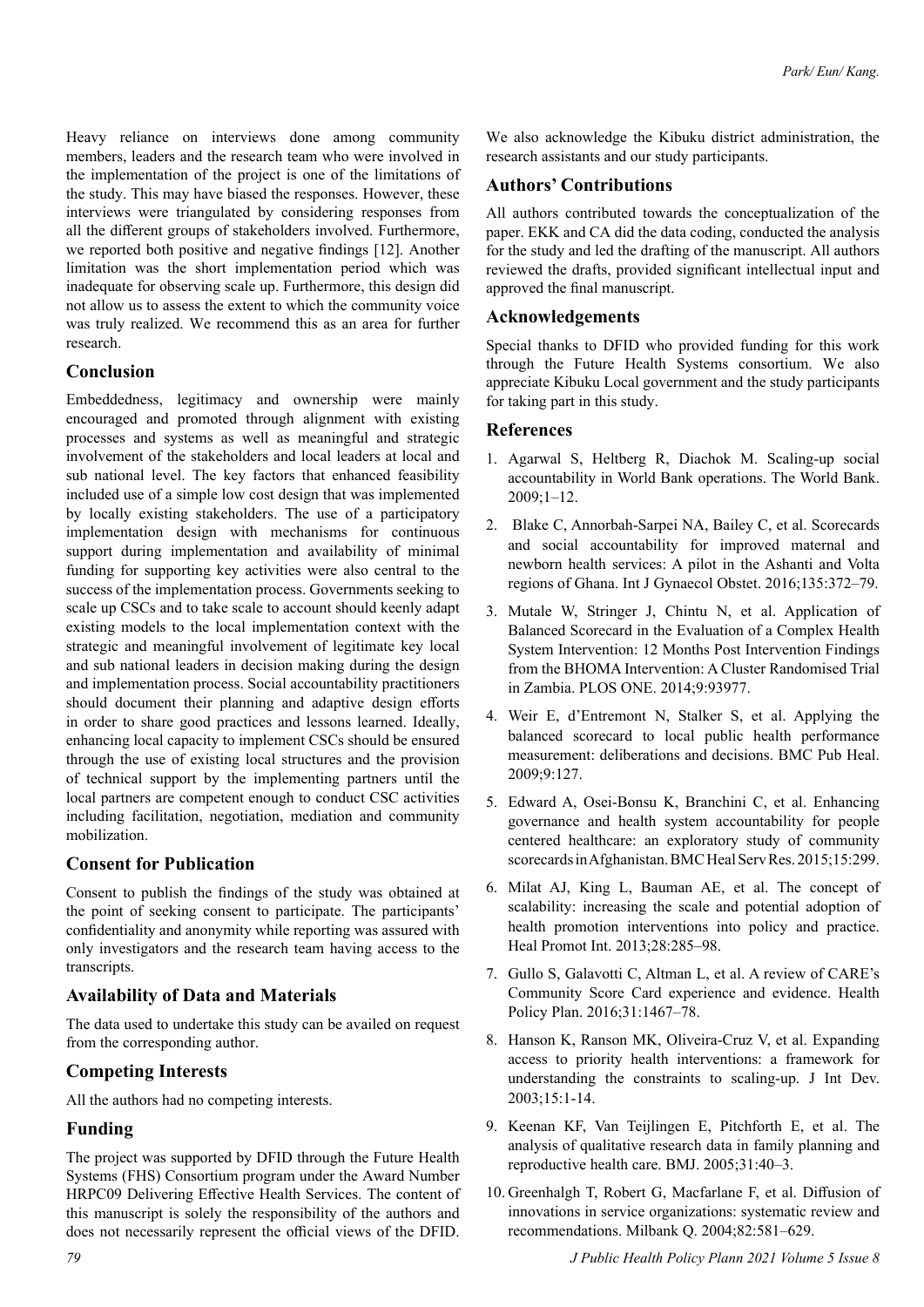Heavy reliance on interviews done among community members, leaders and the research team who were involved in the implementation of the project is one of the limitations of the study. This may have biased the responses. However, these interviews were triangulated by considering responses from all the different groups of stakeholders involved. Furthermore, we reported both positive and negative findings [12]. Another limitation was the short implementation period which was inadequate for observing scale up. Furthermore, this design did not allow us to assess the extent to which the community voice was truly realized. We recommend this as an area for further research.

## Conclusion

Embeddedness, legitimacy and ownership were mainly encouraged and promoted through alignment with existing processes and systems as well as meaningful and strategic involvement of the stakeholders and local leaders at local and sub national level. The key factors that enhanced feasibility included use of a simple low cost design that was implemented by locally existing stakeholders. The use of a participatory implementation design with mechanisms for continuous support during implementation and availability of minimal funding for supporting key activities were also central to the success of the implementation process. Governments seeking to scale up CSCs and to take scale to account should keenly adapt existing models to the local implementation context with the strategic and meaningful involvement of legitimate key local and sub national leaders in decision making during the design and implementation process. Social accountability practitioners should document their planning and adaptive design efforts in order to share good practices and lessons learned. Ideally, enhancing local capacity to implement CSCs should be ensured through the use of existing local structures and the provision of technical support by the implementing partners until the local partners are competent enough to conduct CSC activities including facilitation, negotiation, mediation and community mobilization.

## Consent for Publication

Consent to publish the findings of the study was obtained at the point of seeking consent to participate. The participants' confidentiality and anonymity while reporting was assured with only investigators and the research team having access to the transcripts.

## Availability of Data and Materials

The data used to undertake this study can be availed on request from the corresponding author.

## Competing Interests

All the authors had no competing interests.

## Funding

The project was supported by DFID through the Future Health Systems (FHS) Consortium program under the Award Number HRPC09 Delivering Effective Health Services. The content of this manuscript is solely the responsibility of the authors and does not necessarily represent the official views of the DFID. We also acknowledge the Kibuku district administration, the research assistants and our study participants.

## Authors' Contributions

All authors contributed towards the conceptualization of the paper. EKK and CA did the data coding, conducted the analysis for the study and led the drafting of the manuscript. All authors reviewed the drafts, provided significant intellectual input and approved the final manuscript.

## Acknowledgements

Special thanks to DFID who provided funding for this work through the Future Health Systems consortium. We also appreciate Kibuku Local government and the study participants for taking part in this study.

## References

1. Agarwal S, Heltberg R, Diachok M. Scaling-up social accountability in World Bank operations. The World Bank. 2009;1–12.
2. Blake C, Annorbah-Sarpei NA, Bailey C, et al. Scorecards and social accountability for improved maternal and newborn health services: A pilot in the Ashanti and Volta regions of Ghana. Int J Gynaecol Obstet. 2016;135:372–79.
3. Mutale W, Stringer J, Chintu N, et al. Application of Balanced Scorecard in the Evaluation of a Complex Health System Intervention: 12 Months Post Intervention Findings from the BHOMA Intervention: A Cluster Randomised Trial in Zambia. PLOS ONE. 2014;9:93977.
4. Weir E, d'Entremont N, Stalker S, et al. Applying the balanced scorecard to local public health performance measurement: deliberations and decisions. BMC Pub Heal. 2009;9:127.
5. Edward A, Osei-Bonsu K, Branchini C, et al. Enhancing governance and health system accountability for people centered healthcare: an exploratory study of community scorecards in Afghanistan. BMC Heal Serv Res. 2015;15:299.
6. Milat AJ, King L, Bauman AE, et al. The concept of scalability: increasing the scale and potential adoption of health promotion interventions into policy and practice. Heal Promot Int. 2013;28:285–98.
7. Gullo S, Galavotti C, Altman L, et al. A review of CARE's Community Score Card experience and evidence. Health Policy Plan. 2016;31:1467–78.
8. Hanson K, Ranson MK, Oliveira-Cruz V, et al. Expanding access to priority health interventions: a framework for understanding the constraints to scaling-up. J Int Dev. 2003;15:1-14.
9. Keenan KF, Van Teijlingen E, Pitchforth E, et al. The analysis of qualitative research data in family planning and reproductive health care. BMJ. 2005;31:40–3.
10. Greenhalgh T, Robert G, Macfarlane F, et al. Diffusion of innovations in service organizations: systematic review and recommendations. Milbank Q. 2004;82:581–629.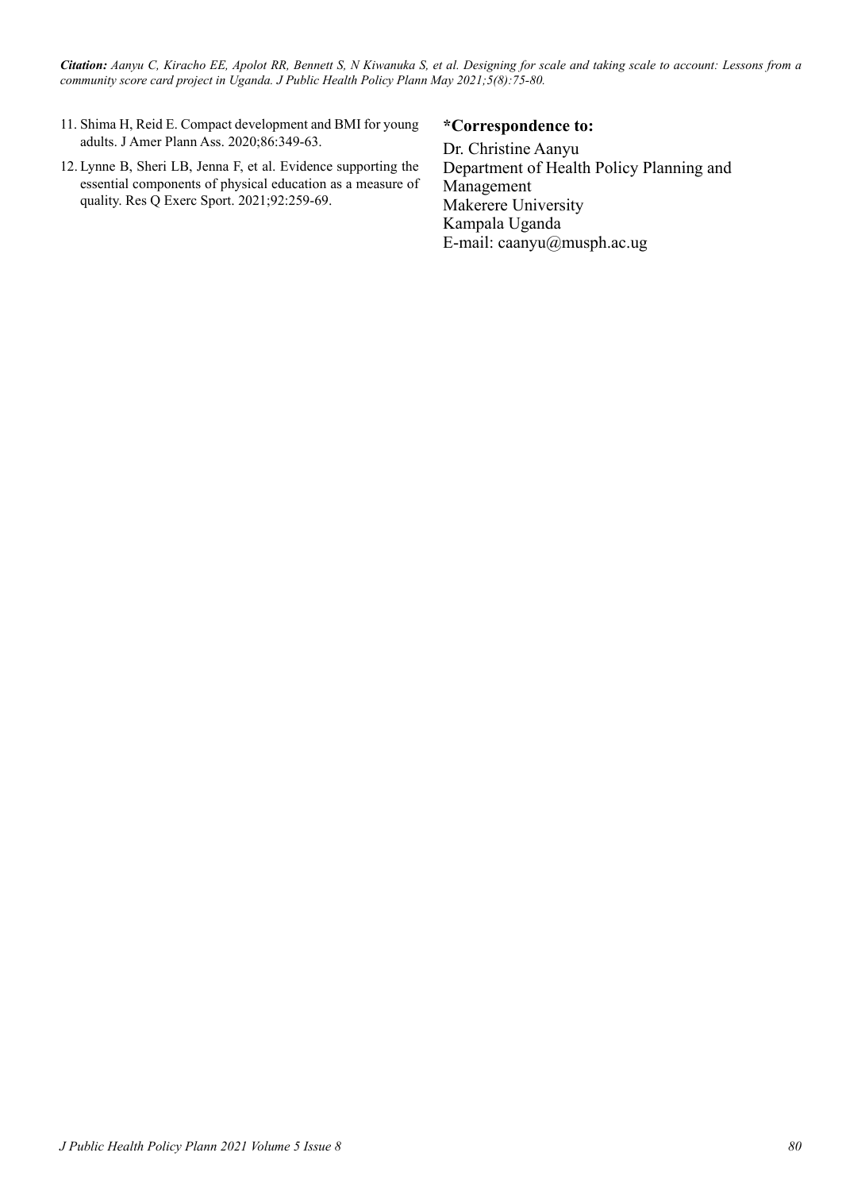11. Shima H, Reid E. Compact development and BMI for young adults. J Amer Plann Ass. 2020;86:349-63.

12. Lynne B, Sheri LB, Jenna F, et al. Evidence supporting the essential components of physical education as a measure of quality. Res Q Exerc Sport. 2021;92:259-69.

**\*Correspondence to:**

Dr. Christine Aanyu
Department of Health Policy Planning and Management
Makerere University
Kampala Uganda
E-mail: caanyu@musph.ac.ug